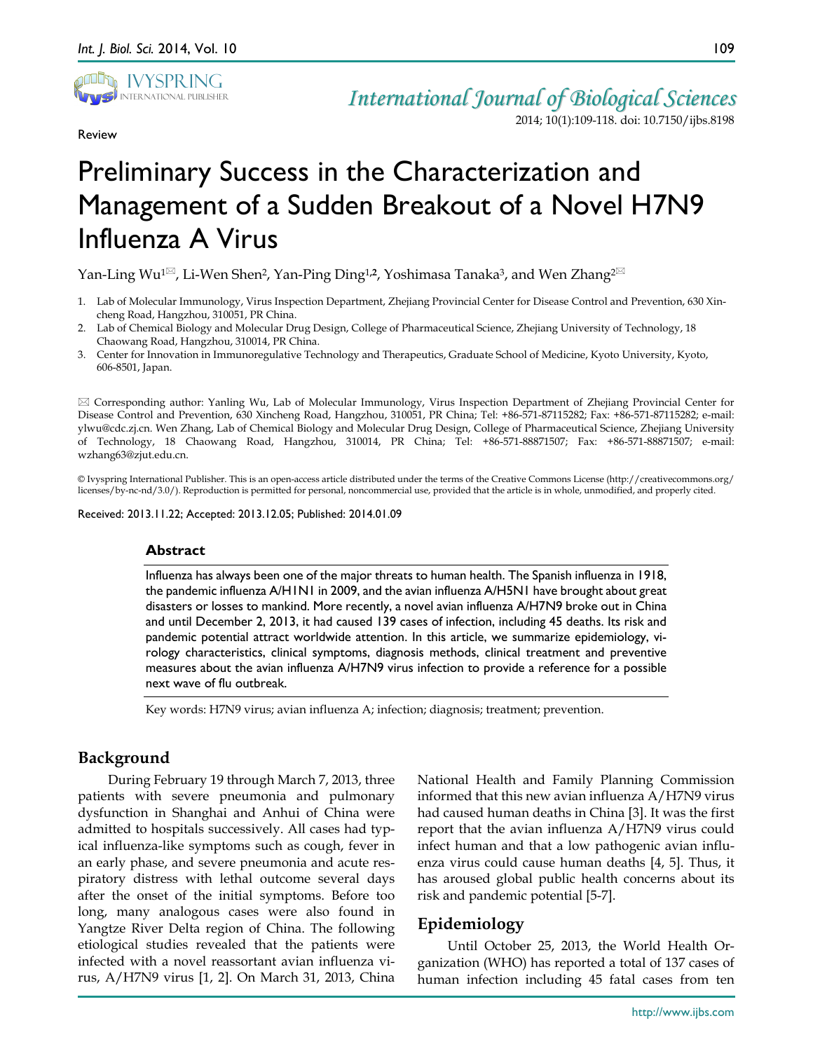Review

# Preliminary Success in the Characterization and Management of a Sudden Breakout of a Novel H7N9 Influenza A Virus

Yan-Ling Wu[1]✉, Li-Wen Shen[2], Yan-Ping Ding[1,2], Yoshimasa Tanaka[3], and Wen Zhang[2]✉

1. Lab of Molecular Immunology, Virus Inspection Department, Zhejiang Provincial Center for Disease Control and Prevention, 630 Xincheng Road, Hangzhou, 310051, PR China.
2. Lab of Chemical Biology and Molecular Drug Design, College of Pharmaceutical Science, Zhejiang University of Technology, 18 Chaowang Road, Hangzhou, 310014, PR China.
3. Center for Innovation in Immunoregulative Technology and Therapeutics, Graduate School of Medicine, Kyoto University, Kyoto, 606-8501, Japan.

✉ Corresponding author: Yanling Wu, Lab of Molecular Immunology, Virus Inspection Department of Zhejiang Provincial Center for Disease Control and Prevention, 630 Xincheng Road, Hangzhou, 310051, PR China; Tel: +86-571-87115282; Fax: +86-571-87115282; e-mail: ylwu@cdc.zj.cn. Wen Zhang, Lab of Chemical Biology and Molecular Drug Design, College of Pharmaceutical Science, Zhejiang University of Technology, 18 Chaowang Road, Hangzhou, 310014, PR China; Tel: +86-571-88871507; Fax: +86-571-88871507; e-mail: wzhang63@zjut.edu.cn.

© Ivyspring International Publisher. This is an open-access article distributed under the terms of the Creative Commons License (http://creativecommons.org/licenses/by-nc-nd/3.0/). Reproduction is permitted for personal, noncommercial use, provided that the article is in whole, unmodified, and properly cited.

Received: 2013.11.22; Accepted: 2013.12.05; Published: 2014.01.09

## Abstract

Influenza has always been one of the major threats to human health. The Spanish influenza in 1918, the pandemic influenza A/H1N1 in 2009, and the avian influenza A/H5N1 have brought about great disasters or losses to mankind. More recently, a novel avian influenza A/H7N9 broke out in China and until December 2, 2013, it had caused 139 cases of infection, including 45 deaths. Its risk and pandemic potential attract worldwide attention. In this article, we summarize epidemiology, virology characteristics, clinical symptoms, diagnosis methods, clinical treatment and preventive measures about the avian influenza A/H7N9 virus infection to provide a reference for a possible next wave of flu outbreak.

Key words: H7N9 virus; avian influenza A; infection; diagnosis; treatment; prevention.

## Background

During February 19 through March 7, 2013, three patients with severe pneumonia and pulmonary dysfunction in Shanghai and Anhui of China were admitted to hospitals successively. All cases had typical influenza-like symptoms such as cough, fever in an early phase, and severe pneumonia and acute respiratory distress with lethal outcome several days after the onset of the initial symptoms. Before too long, many analogous cases were also found in Yangtze River Delta region of China. The following etiological studies revealed that the patients were infected with a novel reassortant avian influenza virus, A/H7N9 virus [1, 2]. On March 31, 2013, China National Health and Family Planning Commission informed that this new avian influenza A/H7N9 virus had caused human deaths in China [3]. It was the first report that the avian influenza A/H7N9 virus could infect human and that a low pathogenic avian influenza virus could cause human deaths [4, 5]. Thus, it has aroused global public health concerns about its risk and pandemic potential [5-7].

## Epidemiology

Until October 25, 2013, the World Health Organization (WHO) has reported a total of 137 cases of human infection including 45 fatal cases from ten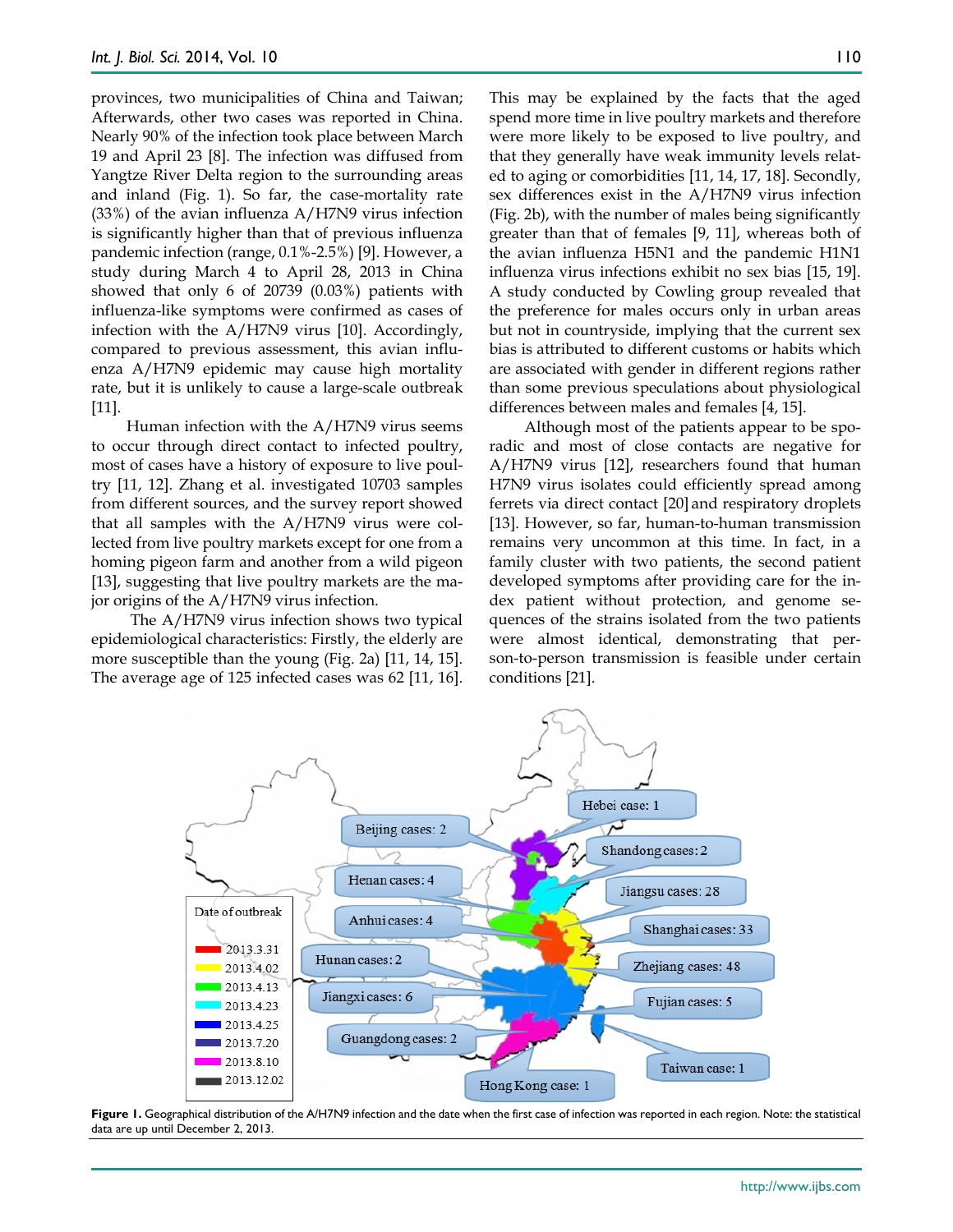provinces, two municipalities of China and Taiwan; Afterwards, other two cases was reported in China. Nearly 90% of the infection took place between March 19 and April 23 [8]. The infection was diffused from Yangtze River Delta region to the surrounding areas and inland (Fig. 1). So far, the case-mortality rate (33%) of the avian influenza A/H7N9 virus infection is significantly higher than that of previous influenza pandemic infection (range, 0.1%-2.5%) [9]. However, a study during March 4 to April 28, 2013 in China showed that only 6 of 20739 (0.03%) patients with influenza-like symptoms were confirmed as cases of infection with the A/H7N9 virus [10]. Accordingly, compared to previous assessment, this avian influenza A/H7N9 epidemic may cause high mortality rate, but it is unlikely to cause a large-scale outbreak [11].

Human infection with the A/H7N9 virus seems to occur through direct contact to infected poultry, most of cases have a history of exposure to live poultry [11, 12]. Zhang et al. investigated 10703 samples from different sources, and the survey report showed that all samples with the A/H7N9 virus were collected from live poultry markets except for one from a homing pigeon farm and another from a wild pigeon [13], suggesting that live poultry markets are the major origins of the A/H7N9 virus infection.

The A/H7N9 virus infection shows two typical epidemiological characteristics: Firstly, the elderly are more susceptible than the young (Fig. 2a) [11, 14, 15]. The average age of 125 infected cases was 62 [11, 16]. This may be explained by the facts that the aged spend more time in live poultry markets and therefore were more likely to be exposed to live poultry, and that they generally have weak immunity levels related to aging or comorbidities [11, 14, 17, 18]. Secondly, sex differences exist in the A/H7N9 virus infection (Fig. 2b), with the number of males being significantly greater than that of females [9, 11], whereas both of the avian influenza H5N1 and the pandemic H1N1 influenza virus infections exhibit no sex bias [15, 19]. A study conducted by Cowling group revealed that the preference for males occurs only in urban areas but not in countryside, implying that the current sex bias is attributed to different customs or habits which are associated with gender in different regions rather than some previous speculations about physiological differences between males and females [4, 15].

Although most of the patients appear to be sporadic and most of close contacts are negative for A/H7N9 virus [12], researchers found that human H7N9 virus isolates could efficiently spread among ferrets via direct contact [20] and respiratory droplets [13]. However, so far, human-to-human transmission remains very uncommon at this time. In fact, in a family cluster with two patients, the second patient developed symptoms after providing care for the index patient without protection, and genome sequences of the strains isolated from the two patients were almost identical, demonstrating that person-to-person transmission is feasible under certain conditions [21].

Date of outbreak
2013.3.31
2013.4.02
2013.4.13
2013.4.23
2013.4.25
2013.7.20
2013.8.10
2013.12.02

Beijing cases: 2
Hebei case: 1
Shandong cases: 2
Henan cases: 4
Jiangsu cases: 28
Anhui cases: 4
Shanghai cases: 33
Hunan cases: 2
Zhejiang cases: 48
Jiangxi cases: 6
Fujian cases: 5
Guangdong cases: 2
Taiwan case: 1
Hong Kong case: 1

**Figure 1.** Geographical distribution of the A/H7N9 infection and the date when the first case of infection was reported in each region. Note: the statistical data are up until December 2, 2013.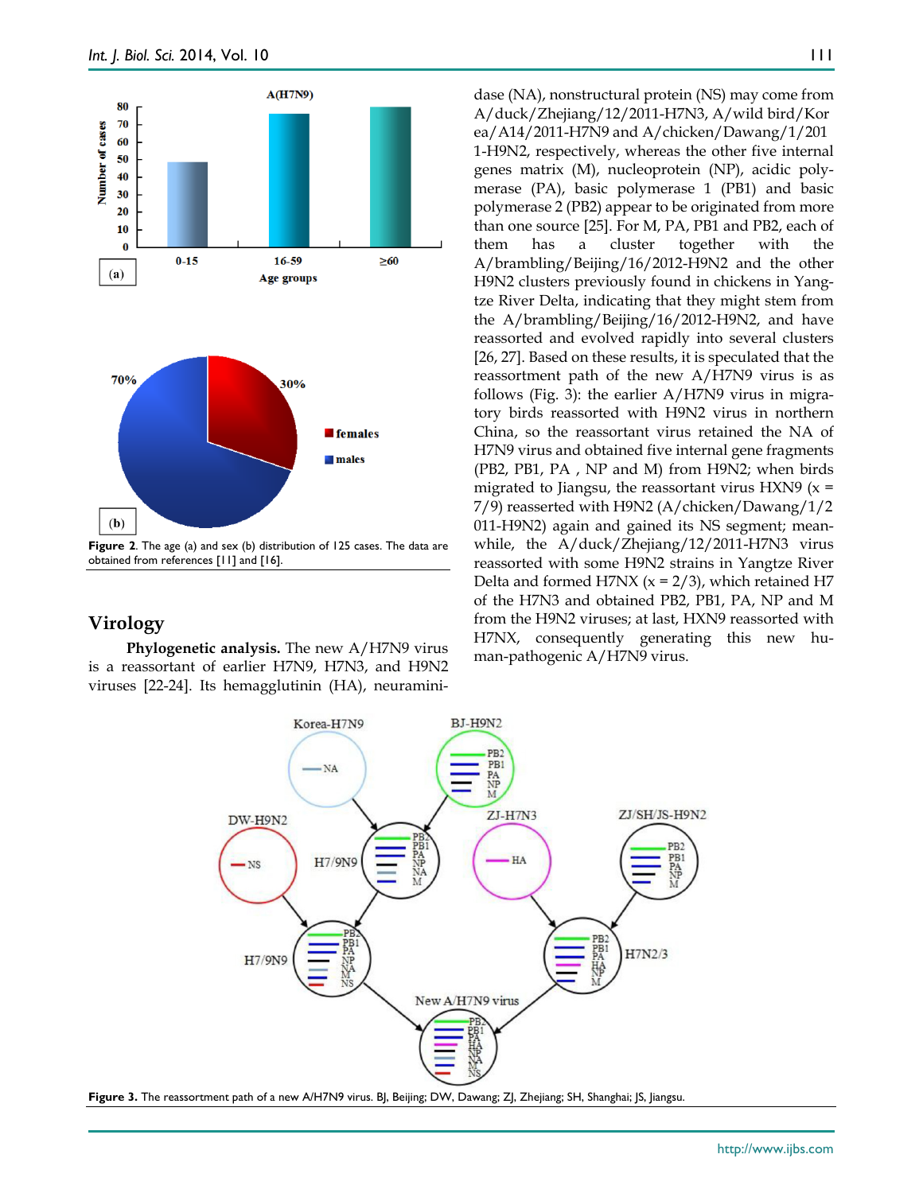A(H7N9)

Number of cases

80
70
60
50
40
30
20
10
0

0-15
16-59
≥60

Age groups

(a)

70%
30%

females
males

(b)

**Figure 2**. The age (a) and sex (b) distribution of 125 cases. The data are obtained from references [11] and [16].

## Virology

**Phylogenetic analysis.** The new A/H7N9 virus is a reassortant of earlier H7N9, H7N3, and H9N2 viruses [22-24]. Its hemagglutinin (HA), neuraminidase (NA), nonstructural protein (NS) may come from A/duck/Zhejiang/12/2011-H7N3, A/wild bird/Korea/A14/2011-H7N9 and A/chicken/Dawang/1/2011-H9N2, respectively, whereas the other five internal genes matrix (M), nucleoprotein (NP), acidic polymerase (PA), basic polymerase 1 (PB1) and basic polymerase 2 (PB2) appear to be originated from more than one source [25]. For M, PA, PB1 and PB2, each of them has a cluster together with the A/brambling/Beijing/16/2012-H9N2 and the other H9N2 clusters previously found in chickens in Yangtze River Delta, indicating that they might stem from the A/brambling/Beijing/16/2012-H9N2, and have reassorted and evolved rapidly into several clusters [26, 27]. Based on these results, it is speculated that the reassortment path of the new A/H7N9 virus is as follows (Fig. 3): the earlier A/H7N9 virus in migratory birds reassorted with H9N2 virus in northern China, so the reassortant virus retained the NA of H7N9 virus and obtained five internal gene fragments (PB2, PB1, PA , NP and M) from H9N2; when birds migrated to Jiangsu, the reassortant virus HXN9 (x = 7/9) reasserted with H9N2 (A/chicken/Dawang/1/2011-H9N2) again and gained its NS segment; meanwhile, the A/duck/Zhejiang/12/2011-H7N3 virus reassorted with some H9N2 strains in Yangtze River Delta and formed H7NX (x = 2/3), which retained H7 of the H7N3 and obtained PB2, PB1, PA, NP and M from the H9N2 viruses; at last, HXN9 reassorted with H7NX, consequently generating this new human-pathogenic A/H7N9 virus.

Korea-H7N9
NA

BJ-H9N2
PB2
PB1
PA
NP
M

DW-H9N2
NS

H7/9N9
PB2
PB1
PA
NP
NA
M

ZJ-H7N3
HA

ZJ/SH/JS-H9N2
PB2
PB1
PA
NP
M

H7/9N9
PB2
PB1
PA
NP
NA
M
NS

H7N2/3
PB2
PB1
PA
HA
NP
M

New A/H7N9 virus
PB2
PB1
PA
HA
NP
NA
M
NS

**Figure 3.** The reassortment path of a new A/H7N9 virus. BJ, Beijing; DW, Dawang; ZJ, Zhejiang; SH, Shanghai; JS, Jiangsu.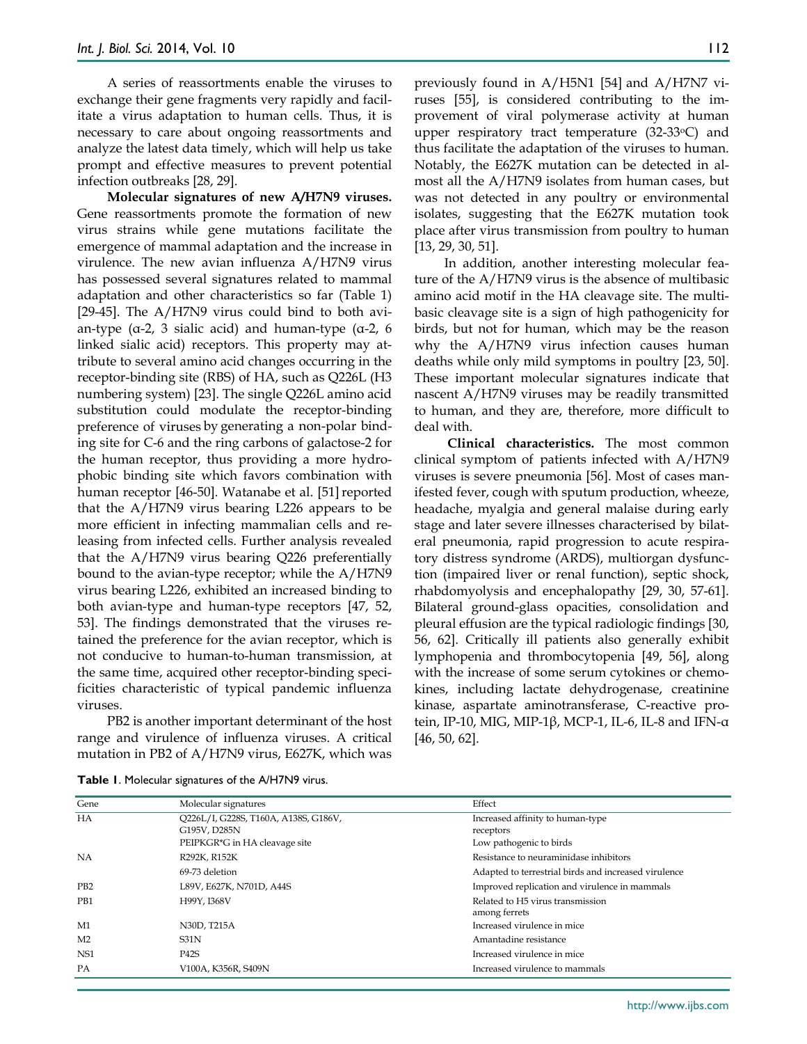A series of reassortments enable the viruses to exchange their gene fragments very rapidly and facilitate a virus adaptation to human cells. Thus, it is necessary to care about ongoing reassortments and analyze the latest data timely, which will help us take prompt and effective measures to prevent potential infection outbreaks [28, 29].

**Molecular signatures of new A/H7N9 viruses.** Gene reassortments promote the formation of new virus strains while gene mutations facilitate the emergence of mammal adaptation and the increase in virulence. The new avian influenza A/H7N9 virus has possessed several signatures related to mammal adaptation and other characteristics so far (Table 1) [29-45]. The A/H7N9 virus could bind to both avian-type (α-2, 3 sialic acid) and human-type (α-2, 6 linked sialic acid) receptors. This property may attribute to several amino acid changes occurring in the receptor-binding site (RBS) of HA, such as Q226L (H3 numbering system) [23]. The single Q226L amino acid substitution could modulate the receptor-binding preference of viruses by generating a non-polar binding site for C-6 and the ring carbons of galactose-2 for the human receptor, thus providing a more hydrophobic binding site which favors combination with human receptor [46-50]. Watanabe et al. [51] reported that the A/H7N9 virus bearing L226 appears to be more efficient in infecting mammalian cells and releasing from infected cells. Further analysis revealed that the A/H7N9 virus bearing Q226 preferentially bound to the avian-type receptor; while the A/H7N9 virus bearing L226, exhibited an increased binding to both avian-type and human-type receptors [47, 52, 53]. The findings demonstrated that the viruses retained the preference for the avian receptor, which is not conducive to human-to-human transmission, at the same time, acquired other receptor-binding specificities characteristic of typical pandemic influenza viruses.

PB2 is another important determinant of the host range and virulence of influenza viruses. A critical mutation in PB2 of A/H7N9 virus, E627K, which was previously found in A/H5N1 [54] and A/H7N7 viruses [55], is considered contributing to the improvement of viral polymerase activity at human upper respiratory tract temperature (32-33°C) and thus facilitate the adaptation of the viruses to human. Notably, the E627K mutation can be detected in almost all the A/H7N9 isolates from human cases, but was not detected in any poultry or environmental isolates, suggesting that the E627K mutation took place after virus transmission from poultry to human [13, 29, 30, 51].

In addition, another interesting molecular feature of the A/H7N9 virus is the absence of multibasic amino acid motif in the HA cleavage site. The multibasic cleavage site is a sign of high pathogenicity for birds, but not for human, which may be the reason why the A/H7N9 virus infection causes human deaths while only mild symptoms in poultry [23, 50]. These important molecular signatures indicate that nascent A/H7N9 viruses may be readily transmitted to human, and they are, therefore, more difficult to deal with.

**Clinical characteristics.** The most common clinical symptom of patients infected with A/H7N9 viruses is severe pneumonia [56]. Most of cases manifested fever, cough with sputum production, wheeze, headache, myalgia and general malaise during early stage and later severe illnesses characterised by bilateral pneumonia, rapid progression to acute respiratory distress syndrome (ARDS), multiorgan dysfunction (impaired liver or renal function), septic shock, rhabdomyolysis and encephalopathy [29, 30, 57-61]. Bilateral ground-glass opacities, consolidation and pleural effusion are the typical radiologic findings [30, 56, 62]. Critically ill patients also generally exhibit lymphopenia and thrombocytopenia [49, 56], along with the increase of some serum cytokines or chemokines, including lactate dehydrogenase, creatinine kinase, aspartate aminotransferase, C-reactive protein, IP-10, MIG, MIP-1β, MCP-1, IL-6, IL-8 and IFN-α [46, 50, 62].

**Table 1**. Molecular signatures of the A/H7N9 virus.

| Gene | Molecular signatures | Effect |
|---|---|---|
| HA | Q226L/I, G228S, T160A, A138S, G186V, G195V, D285N | Increased affinity to human-type receptors |
| | PEIPKGR*G in HA cleavage site | Low pathogenic to birds |
| NA | R292K, R152K | Resistance to neuraminidase inhibitors |
| | 69-73 deletion | Adapted to terrestrial birds and increased virulence |
| PB2 | L89V, E627K, N701D, A44S | Improved replication and virulence in mammals |
| PB1 | H99Y, I368V | Related to H5 virus transmission among ferrets |
| M1 | N30D, T215A | Increased virulence in mice |
| M2 | S31N | Amantadine resistance |
| NS1 | P42S | Increased virulence in mice |
| PA | V100A, K356R, S409N | Increased virulence to mammals |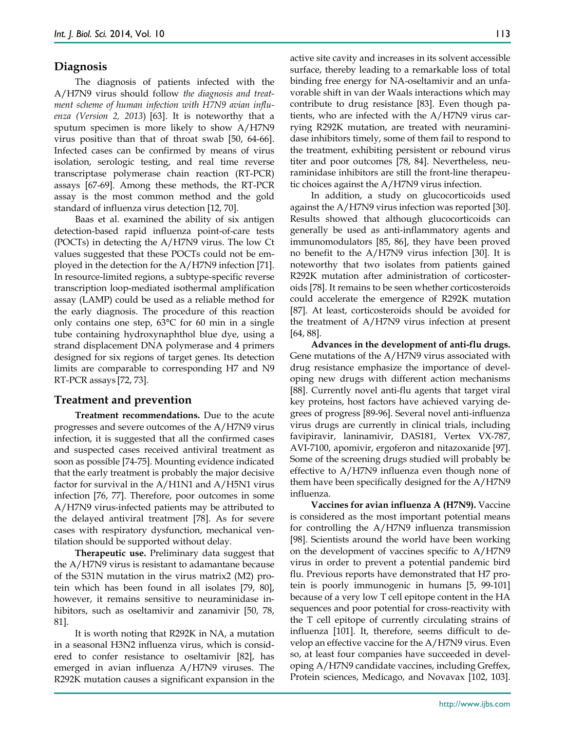## Diagnosis

The diagnosis of patients infected with the A/H7N9 virus should follow *the diagnosis and treatment scheme of human infection with H7N9 avian influenza (Version 2, 2013)* [63]. It is noteworthy that a sputum specimen is more likely to show A/H7N9 virus positive than that of throat swab [50, 64-66]. Infected cases can be confirmed by means of virus isolation, serologic testing, and real time reverse transcriptase polymerase chain reaction (RT-PCR) assays [67-69]. Among these methods, the RT-PCR assay is the most common method and the gold standard of influenza virus detection [12, 70].

Baas et al. examined the ability of six antigen detection-based rapid influenza point-of-care tests (POCTs) in detecting the A/H7N9 virus. The low Ct values suggested that these POCTs could not be employed in the detection for the A/H7N9 infection [71]. In resource-limited regions, a subtype-specific reverse transcription loop-mediated isothermal amplification assay (LAMP) could be used as a reliable method for the early diagnosis. The procedure of this reaction only contains one step, 63°C for 60 min in a single tube containing hydroxynaphthol blue dye, using a strand displacement DNA polymerase and 4 primers designed for six regions of target genes. Its detection limits are comparable to corresponding H7 and N9 RT-PCR assays [72, 73].

## Treatment and prevention

**Treatment recommendations.** Due to the acute progresses and severe outcomes of the A/H7N9 virus infection, it is suggested that all the confirmed cases and suspected cases received antiviral treatment as soon as possible [74-75]. Mounting evidence indicated that the early treatment is probably the major decisive factor for survival in the A/H1N1 and A/H5N1 virus infection [76, 77]. Therefore, poor outcomes in some A/H7N9 virus-infected patients may be attributed to the delayed antiviral treatment [78]. As for severe cases with respiratory dysfunction, mechanical ventilation should be supported without delay.

**Therapeutic use.** Preliminary data suggest that the A/H7N9 virus is resistant to adamantane because of the S31N mutation in the virus matrix2 (M2) protein which has been found in all isolates [79, 80], however, it remains sensitive to neuraminidase inhibitors, such as oseltamivir and zanamivir [50, 78, 81].

It is worth noting that R292K in NA, a mutation in a seasonal H3N2 influenza virus, which is considered to confer resistance to oseltamivir [82], has emerged in avian influenza A/H7N9 viruses. The R292K mutation causes a significant expansion in the active site cavity and increases in its solvent accessible surface, thereby leading to a remarkable loss of total binding free energy for NA-oseltamivir and an unfavorable shift in van der Waals interactions which may contribute to drug resistance [83]. Even though patients, who are infected with the A/H7N9 virus carrying R292K mutation, are treated with neuraminidase inhibitors timely, some of them fail to respond to the treatment, exhibiting persistent or rebound virus titer and poor outcomes [78, 84]. Nevertheless, neuraminidase inhibitors are still the front-line therapeutic choices against the A/H7N9 virus infection.

In addition, a study on glucocorticoids used against the A/H7N9 virus infection was reported [30]. Results showed that although glucocorticoids can generally be used as anti-inflammatory agents and immunomodulators [85, 86], they have been proved no benefit to the A/H7N9 virus infection [30]. It is noteworthy that two isolates from patients gained R292K mutation after administration of corticosteroids [78]. It remains to be seen whether corticosteroids could accelerate the emergence of R292K mutation [87]. At least, corticosteroids should be avoided for the treatment of A/H7N9 virus infection at present [64, 88].

**Advances in the development of anti-flu drugs.** Gene mutations of the A/H7N9 virus associated with drug resistance emphasize the importance of developing new drugs with different action mechanisms [88]. Currently novel anti-flu agents that target viral key proteins, host factors have achieved varying degrees of progress [89-96]. Several novel anti-influenza virus drugs are currently in clinical trials, including favipiravir, laninamivir, DAS181, Vertex VX-787, AVI-7100, apomivir, ergoferon and nitazoxanide [97]. Some of the screening drugs studied will probably be effective to A/H7N9 influenza even though none of them have been specifically designed for the A/H7N9 influenza.

**Vaccines for avian influenza A (H7N9).** Vaccine is considered as the most important potential means for controlling the A/H7N9 influenza transmission [98]. Scientists around the world have been working on the development of vaccines specific to A/H7N9 virus in order to prevent a potential pandemic bird flu. Previous reports have demonstrated that H7 protein is poorly immunogenic in humans [5, 99-101] because of a very low T cell epitope content in the HA sequences and poor potential for cross-reactivity with the T cell epitope of currently circulating strains of influenza [101]. It, therefore, seems difficult to develop an effective vaccine for the A/H7N9 virus. Even so, at least four companies have succeeded in developing A/H7N9 candidate vaccines, including Greffex, Protein sciences, Medicago, and Novavax [102, 103].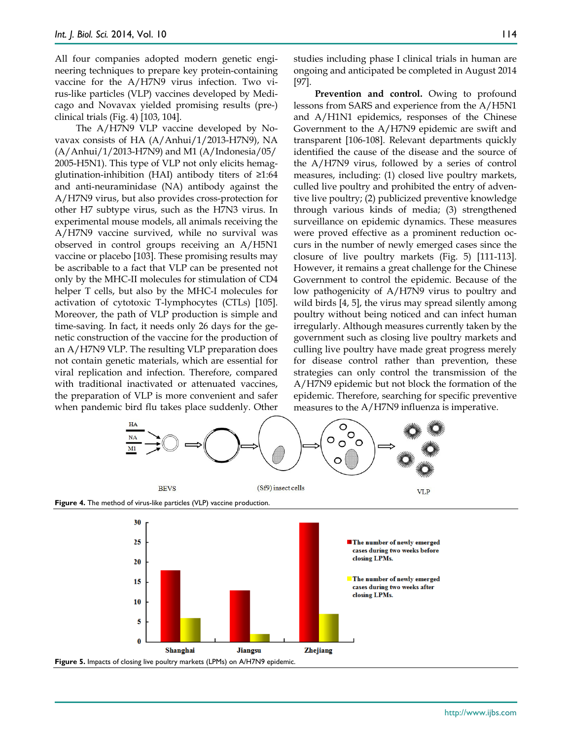All four companies adopted modern genetic engineering techniques to prepare key protein-containing vaccine for the A/H7N9 virus infection. Two virus-like particles (VLP) vaccines developed by Medicago and Novavax yielded promising results (pre-) clinical trials (Fig. 4) [103, 104].

The A/H7N9 VLP vaccine developed by Novavax consists of HA (A/Anhui/1/2013-H7N9), NA (A/Anhui/1/2013-H7N9) and M1 (A/Indonesia/05/2005-H5N1). This type of VLP not only elicits hemagglutination-inhibition (HAI) antibody titers of ≥1:64 and anti-neuraminidase (NA) antibody against the A/H7N9 virus, but also provides cross-protection for other H7 subtype virus, such as the H7N3 virus. In experimental mouse models, all animals receiving the A/H7N9 vaccine survived, while no survival was observed in control groups receiving an A/H5N1 vaccine or placebo [103]. These promising results may be ascribable to a fact that VLP can be presented not only by the MHC-II molecules for stimulation of CD4 helper T cells, but also by the MHC-I molecules for activation of cytotoxic T-lymphocytes (CTLs) [105]. Moreover, the path of VLP production is simple and time-saving. In fact, it needs only 26 days for the genetic construction of the vaccine for the production of an A/H7N9 VLP. The resulting VLP preparation does not contain genetic materials, which are essential for viral replication and infection. Therefore, compared with traditional inactivated or attenuated vaccines, the preparation of VLP is more convenient and safer when pandemic bird flu takes place suddenly. Other studies including phase I clinical trials in human are ongoing and anticipated be completed in August 2014 [97].

**Prevention and control.** Owing to profound lessons from SARS and experience from the A/H5N1 and A/H1N1 epidemics, responses of the Chinese Government to the A/H7N9 epidemic are swift and transparent [106-108]. Relevant departments quickly identified the cause of the disease and the source of the A/H7N9 virus, followed by a series of control measures, including: (1) closed live poultry markets, culled live poultry and prohibited the entry of adventive live poultry; (2) publicized preventive knowledge through various kinds of media; (3) strengthened surveillance on epidemic dynamics. These measures were proved effective as a prominent reduction occurs in the number of newly emerged cases since the closure of live poultry markets (Fig. 5) [111-113]. However, it remains a great challenge for the Chinese Government to control the epidemic. Because of the low pathogenicity of A/H7N9 virus to poultry and wild birds [4, 5], the virus may spread silently among poultry without being noticed and can infect human irregularly. Although measures currently taken by the government such as closing live poultry markets and culling live poultry have made great progress merely for disease control rather than prevention, these strategies can only control the transmission of the A/H7N9 epidemic but not block the formation of the epidemic. Therefore, searching for specific preventive measures to the A/H7N9 influenza is imperative.

**Figure 4.** The method of virus-like particles (VLP) vaccine production.

**Figure 5.** Impacts of closing live poultry markets (LPMs) on A/H7N9 epidemic.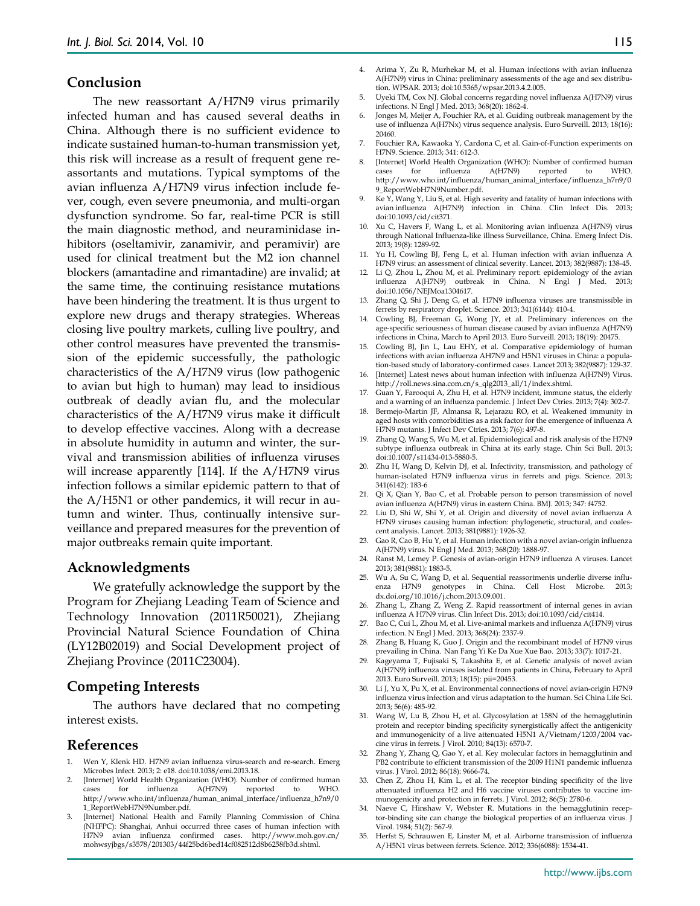## Conclusion

The new reassortant A/H7N9 virus primarily infected human and has caused several deaths in China. Although there is no sufficient evidence to indicate sustained human-to-human transmission yet, this risk will increase as a result of frequent gene reassortants and mutations. Typical symptoms of the avian influenza A/H7N9 virus infection include fever, cough, even severe pneumonia, and multi-organ dysfunction syndrome. So far, real-time PCR is still the main diagnostic method, and neuraminidase inhibitors (oseltamivir, zanamivir, and peramivir) are used for clinical treatment but the M2 ion channel blockers (amantadine and rimantadine) are invalid; at the same time, the continuing resistance mutations have been hindering the treatment. It is thus urgent to explore new drugs and therapy strategies. Whereas closing live poultry markets, culling live poultry, and other control measures have prevented the transmission of the epidemic successfully, the pathologic characteristics of the A/H7N9 virus (low pathogenic to avian but high to human) may lead to insidious outbreak of deadly avian flu, and the molecular characteristics of the A/H7N9 virus make it difficult to develop effective vaccines. Along with a decrease in absolute humidity in autumn and winter, the survival and transmission abilities of influenza viruses will increase apparently [114]. If the A/H7N9 virus infection follows a similar epidemic pattern to that of the A/H5N1 or other pandemics, it will recur in autumn and winter. Thus, continually intensive surveillance and prepared measures for the prevention of major outbreaks remain quite important.

## Acknowledgments

We gratefully acknowledge the support by the Program for Zhejiang Leading Team of Science and Technology Innovation (2011R50021), Zhejiang Provincial Natural Science Foundation of China (LY12B02019) and Social Development project of Zhejiang Province (2011C23004).

## Competing Interests

The authors have declared that no competing interest exists.

## References

1. Wen Y, Klenk HD. H7N9 avian influenza virus-search and re-search. Emerg Microbes Infect. 2013; 2: e18. doi:10.1038/emi.2013.18.
2. [Internet] World Health Organization (WHO). Number of confirmed human cases for influenza A(H7N9) reported to WHO. http://www.who.int/influenza/human_animal_interface/influenza_h7n9/01_ReportWebH7N9Number.pdf.
3. [Internet] National Health and Family Planning Commission of China (NHFPC): Shanghai, Anhui occurred three cases of human infection with H7N9 avian influenza confirmed cases. http://www.moh.gov.cn/mohwsyjbgs/s3578/201303/44f25bd6bed14cf082512d8b6258fb3d.shtml.
4. Arima Y, Zu R, Murhekar M, et al. Human infections with avian influenza A(H7N9) virus in China: preliminary assessments of the age and sex distribution. WPSAR. 2013; doi:10.5365/wpsar.2013.4.2.005.
5. Uyeki TM, Cox NJ. Global concerns regarding novel influenza A(H7N9) virus infections. N Engl J Med. 2013; 368(20): 1862-4.
6. Jonges M, Meijer A, Fouchier RA, et al. Guiding outbreak management by the use of influenza A(H7Nx) virus sequence analysis. Euro Surveill. 2013; 18(16): 20460.
7. Fouchier RA, Kawaoka Y, Cardona C, et al. Gain-of-Function experiments on H7N9. Science. 2013; 341: 612-3.
8. [Internet] World Health Organization (WHO): Number of confirmed human cases for influenza A(H7N9) reported to WHO. http://www.who.int/influenza/human_animal_interface/influenza_h7n9/09_ReportWebH7N9Number.pdf.
9. Ke Y, Wang Y, Liu S, et al. High severity and fatality of human infections with avian influenza A(H7N9) infection in China. Clin Infect Dis. 2013; doi:10.1093/cid/cit371.
10. Xu C, Havers F, Wang L, et al. Monitoring avian influenza A(H7N9) virus through National Influenza-like illness Surveillance, China. Emerg Infect Dis. 2013; 19(8): 1289-92.
11. Yu H, Cowling BJ, Feng L, et al. Human infection with avian influenza A H7N9 virus: an assessment of clinical severity. Lancet. 2013; 382(9887): 138-45.
12. Li Q, Zhou L, Zhou M, et al. Preliminary report: epidemiology of the avian influenza A(H7N9) outbreak in China. N Engl J Med. 2013; doi:10.1056/NEJMoa1304617.
13. Zhang Q, Shi J, Deng G, et al. H7N9 influenza viruses are transmissible in ferrets by respiratory droplet. Science. 2013; 341(6144): 410-4.
14. Cowling BJ, Freeman G, Wong JY, et al. Preliminary inferences on the age-specific seriousness of human disease caused by avian influenza A(H7N9) infections in China, March to April 2013. Euro Surveill. 2013; 18(19): 20475.
15. Cowling BJ, Jin L, Lau EHY, et al. Comparative epidemiology of human infections with avian influenza AH7N9 and H5N1 viruses in China: a population-based study of laboratory-confirmed cases. Lancet 2013; 382(9887): 129-37.
16. [Internet] Latest news about human infection with influenza A(H7N9) Virus. http://roll.news.sina.com.cn/s_qlg2013_all/1/index.shtml.
17. Guan Y, Farooqui A, Zhu H, et al. H7N9 incident, immune status, the elderly and a warning of an influenza pandemic. J Infect Dev Ctries. 2013; 7(4): 302-7.
18. Bermejo-Martin JF, Almansa R, Lejarazu RO, et al. Weakened immunity in aged hosts with comorbidities as a risk factor for the emergence of influenza A H7N9 mutants. J Infect Dev Ctries. 2013; 7(6): 497-8.
19. Zhang Q, Wang S, Wu M, et al. Epidemiological and risk analysis of the H7N9 subtype influenza outbreak in China at its early stage. Chin Sci Bull. 2013; doi:10.1007/s11434-013-5880-5.
20. Zhu H, Wang D, Kelvin DJ, et al. Infectivity, transmission, and pathology of human-isolated H7N9 influenza virus in ferrets and pigs. Science. 2013; 341(6142): 183-6
21. Qi X, Qian Y, Bao C, et al. Probable person to person transmission of novel avian influenza A(H7N9) virus in eastern China. BMJ. 2013; 347: f4752.
22. Liu D, Shi W, Shi Y, et al. Origin and diversity of novel avian influenza A H7N9 viruses causing human infection: phylogenetic, structural, and coalescent analysis. Lancet. 2013; 381(9881): 1926-32.
23. Gao R, Cao B, Hu Y, et al. Human infection with a novel avian-origin influenza A(H7N9) virus. N Engl J Med. 2013; 368(20): 1888-97.
24. Ranst M, Lemey P. Genesis of avian-origin H7N9 influenza A viruses. Lancet 2013; 381(9881): 1883-5.
25. Wu A, Su C, Wang D, et al. Sequential reassortments underlie diverse influenza H7N9 genotypes in China. Cell Host Microbe. 2013; dx.doi.org/10.1016/j.chom.2013.09.001.
26. Zhang L, Zhang Z, Weng Z. Rapid reassortment of internal genes in avian influenza A H7N9 virus. Clin Infect Dis. 2013; doi:10.1093/cid/cit414.
27. Bao C, Cui L, Zhou M, et al. Live-animal markets and influenza A(H7N9) virus infection. N Engl J Med. 2013; 368(24): 2337-9.
28. Zhang B, Huang K, Guo J. Origin and the recombinant model of H7N9 virus prevailing in China. Nan Fang Yi Ke Da Xue Xue Bao. 2013; 33(7): 1017-21.
29. Kageyama T, Fujisaki S, Takashita E, et al. Genetic analysis of novel avian A(H7N9) influenza viruses isolated from patients in China, February to April 2013. Euro Surveill. 2013; 18(15): pii=20453.
30. Li J, Yu X, Pu X, et al. Environmental connections of novel avian-origin H7N9 influenza virus infection and virus adaptation to the human. Sci China Life Sci. 2013; 56(6): 485-92.
31. Wang W, Lu B, Zhou H, et al. Glycosylation at 158N of the hemagglutinin protein and receptor binding specificity synergistically affect the antigenicity and immunogenicity of a live attenuated H5N1 A/Vietnam/1203/2004 vaccine virus in ferrets. J Virol. 2010; 84(13): 6570-7.
32. Zhang Y, Zhang Q, Gao Y, et al. Key molecular factors in hemagglutinin and PB2 contribute to efficient transmission of the 2009 H1N1 pandemic influenza virus. J Virol. 2012; 86(18): 9666-74.
33. Chen Z, Zhou H, Kim L, et al. The receptor binding specificity of the live attenuated influenza H2 and H6 vaccine viruses contributes to vaccine immunogenicity and protection in ferrets. J Virol. 2012; 86(5): 2780-6.
34. Naeve C, Hinshaw V, Webster R. Mutations in the hemagglutinin receptor-binding site can change the biological properties of an influenza virus. J Virol. 1984; 51(2): 567-9.
35. Herfst S, Schrauwen E, Linster M, et al. Airborne transmission of influenza A/H5N1 virus between ferrets. Science. 2012; 336(6088): 1534-41.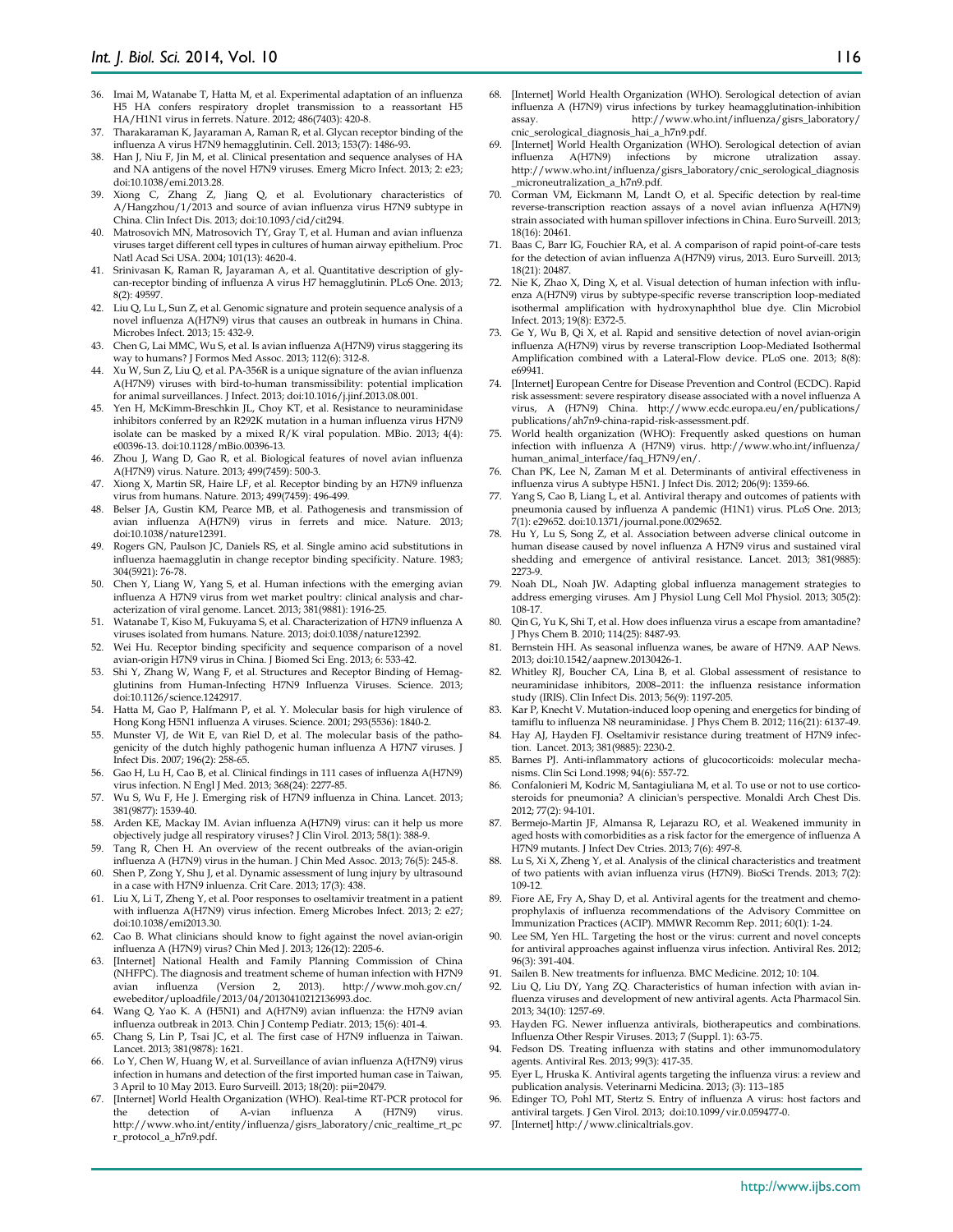36. Imai M, Watanabe T, Hatta M, et al. Experimental adaptation of an influenza H5 HA confers respiratory droplet transmission to a reassortant H5 HA/H1N1 virus in ferrets. Nature. 2012; 486(7403): 420-8.
37. Tharakaraman K, Jayaraman A, Raman R, et al. Glycan receptor binding of the influenza A virus H7N9 hemagglutinin. Cell. 2013; 153(7): 1486-93.
38. Han J, Niu F, Jin M, et al. Clinical presentation and sequence analyses of HA and NA antigens of the novel H7N9 viruses. Emerg Micro Infect. 2013; 2: e23; doi:10.1038/emi.2013.28.
39. Xiong C, Zhang Z, Jiang Q, et al. Evolutionary characteristics of A/Hangzhou/1/2013 and source of avian influenza virus H7N9 subtype in China. Clin Infect Dis. 2013; doi:10.1093/cid/cit294.
40. Matrosovich MN, Matrosovich TY, Gray T, et al. Human and avian influenza viruses target different cell types in cultures of human airway epithelium. Proc Natl Acad Sci USA. 2004; 101(13): 4620-4.
41. Srinivasan K, Raman R, Jayaraman A, et al. Quantitative description of glycan-receptor binding of influenza A virus H7 hemagglutinin. PLoS One. 2013; 8(2): 49597.
42. Liu Q, Lu L, Sun Z, et al. Genomic signature and protein sequence analysis of a novel influenza A(H7N9) virus that causes an outbreak in humans in China. Microbes Infect. 2013; 15: 432-9.
43. Chen G, Lai MMC, Wu S, et al. Is avian influenza A(H7N9) virus staggering its way to humans? J Formos Med Assoc. 2013; 112(6): 312-8.
44. Xu W, Sun Z, Liu Q, et al. PA-356R is a unique signature of the avian influenza A(H7N9) viruses with bird-to-human transmissibility: potential implication for animal surveillances. J Infect. 2013; doi:10.1016/j.jinf.2013.08.001.
45. Yen H, McKimm-Breschkin JL, Choy KT, et al. Resistance to neuraminidase inhibitors conferred by an R292K mutation in a human influenza virus H7N9 isolate can be masked by a mixed R/K viral population. MBio. 2013; 4(4): e00396-13. doi:10.1128/mBio.00396-13.
46. Zhou J, Wang D, Gao R, et al. Biological features of novel avian influenza A(H7N9) virus. Nature. 2013; 499(7459): 500-3.
47. Xiong X, Martin SR, Haire LF, et al. Receptor binding by an H7N9 influenza virus from humans. Nature. 2013; 499(7459): 496-499.
48. Belser JA, Gustin KM, Pearce MB, et al. Pathogenesis and transmission of avian influenza A(H7N9) virus in ferrets and mice. Nature. 2013; doi:10.1038/nature12391.
49. Rogers GN, Paulson JC, Daniels RS, et al. Single amino acid substitutions in influenza haemagglutin in change receptor binding specificity. Nature. 1983; 304(5921): 76-78.
50. Chen Y, Liang W, Yang S, et al. Human infections with the emerging avian influenza A H7N9 virus from wet market poultry: clinical analysis and characterization of viral genome. Lancet. 2013; 381(9881): 1916-25.
51. Watanabe T, Kiso M, Fukuyama S, et al. Characterization of H7N9 influenza A viruses isolated from humans. Nature. 2013; doi:0.1038/nature12392.
52. Wei Hu. Receptor binding specificity and sequence comparison of a novel avian-origin H7N9 virus in China. J Biomed Sci Eng. 2013; 6: 533-42.
53. Shi Y, Zhang W, Wang F, et al. Structures and Receptor Binding of Hemagglutinins from Human-Infecting H7N9 Influenza Viruses. Science. 2013; doi:10.1126/science.1242917.
54. Hatta M, Gao P, Halfmann P, et al. Y. Molecular basis for high virulence of Hong Kong H5N1 influenza A viruses. Science. 2001; 293(5536): 1840-2.
55. Munster VJ, de Wit E, van Riel D, et al. The molecular basis of the pathogenicity of the dutch highly pathogenic human influenza A H7N7 viruses. J Infect Dis. 2007; 196(2): 258-65.
56. Gao H, Lu H, Cao B, et al. Clinical findings in 111 cases of influenza A(H7N9) virus infection. N Engl J Med. 2013; 368(24): 2277-85.
57. Wu S, Wu F, He J. Emerging risk of H7N9 influenza in China. Lancet. 2013; 381(9877): 1539-40.
58. Arden KE, Mackay IM. Avian influenza A(H7N9) virus: can it help us more objectively judge all respiratory viruses? J Clin Virol. 2013; 58(1): 388-9.
59. Tang R, Chen H. An overview of the recent outbreaks of the avian-origin influenza A (H7N9) virus in the human. J Chin Med Assoc. 2013; 76(5): 245-8.
60. Shen P, Zong Y, Shu J, et al. Dynamic assessment of lung injury by ultrasound in a case with H7N9 inluenza. Crit Care. 2013; 17(3): 438.
61. Liu X, Li T, Zheng Y, et al. Poor responses to oseltamivir treatment in a patient with influenza A(H7N9) virus infection. Emerg Microbes Infect. 2013; 2: e27; doi:10.1038/emi2013.30.
62. Cao B. What clinicians should know to fight against the novel avian-origin influenza A (H7N9) virus? Chin Med J. 2013; 126(12): 2205-6.
63. [Internet] National Health and Family Planning Commission of China (NHFPC). The diagnosis and treatment scheme of human infection with H7N9 avian influenza (Version 2, 2013). http://www.moh.gov.cn/ewebeditor/uploadfile/2013/04/20130410212136993.doc.
64. Wang Q, Yao K. A (H5N1) and A(H7N9) avian influenza: the H7N9 avian influenza outbreak in 2013. Chin J Contemp Pediatr. 2013; 15(6): 401-4.
65. Chang S, Lin P, Tsai JC, et al. The first case of H7N9 influenza in Taiwan. Lancet. 2013; 381(9878): 1621.
66. Lo Y, Chen W, Huang W, et al. Surveillance of avian influenza A(H7N9) virus infection in humans and detection of the first imported human case in Taiwan, 3 April to 10 May 2013. Euro Surveill. 2013; 18(20): pii=20479.
67. [Internet] World Health Organization (WHO). Real-time RT-PCR protocol for the detection of A-vian influenza A (H7N9) virus. http://www.who.int/entity/influenza/gisrs_laboratory/cnic_realtime_rt_pcr_protocol_a_h7n9.pdf.
68. [Internet] World Health Organization (WHO). Serological detection of avian influenza A (H7N9) virus infections by turkey heamagglutination-inhibition assay. http://www.who.int/influenza/gisrs_laboratory/cnic_serological_diagnosis_hai_a_h7n9.pdf.
69. [Internet] World Health Organization (WHO). Serological detection of avian influenza A(H7N9) infections by microne utralization assay. http://www.who.int/influenza/gisrs_laboratory/cnic_serological_diagnosis_microneutralization_a_h7n9.pdf.
70. Corman VM, Eickmann M, Landt O, et al. Specific detection by real-time reverse-transcription reaction assays of a novel avian influenza A(H7N9) strain associated with human spillover infections in China. Euro Surveill. 2013; 18(16): 20461.
71. Baas C, Barr IG, Fouchier RA, et al. A comparison of rapid point-of-care tests for the detection of avian influenza A(H7N9) virus, 2013. Euro Surveill. 2013; 18(21): 20487.
72. Nie K, Zhao X, Ding X, et al. Visual detection of human infection with influenza A(H7N9) virus by subtype-specific reverse transcription loop-mediated isothermal amplification with hydroxynaphthol blue dye. Clin Microbiol Infect. 2013; 19(8): E372-5.
73. Ge Y, Wu B, Qi X, et al. Rapid and sensitive detection of novel avian-origin influenza A(H7N9) virus by reverse transcription Loop-Mediated Isothermal Amplification combined with a Lateral-Flow device. PLoS one. 2013; 8(8): e69941.
74. [Internet] European Centre for Disease Prevention and Control (ECDC). Rapid risk assessment: severe respiratory disease associated with a novel influenza A virus, A (H7N9) China. http://www.ecdc.europa.eu/en/publications/publications/ah7n9-china-rapid-risk-assessment.pdf.
75. World health organization (WHO): Frequently asked questions on human infection with influenza A (H7N9) virus. http://www.who.int/influenza/human_animal_interface/faq_H7N9/en/.
76. Chan PK, Lee N, Zaman M et al. Determinants of antiviral effectiveness in influenza virus A subtype H5N1. J Infect Dis. 2012; 206(9): 1359-66.
77. Yang S, Cao B, Liang L, et al. Antiviral therapy and outcomes of patients with pneumonia caused by influenza A pandemic (H1N1) virus. PLoS One. 2013; 7(1): e29652. doi:10.1371/journal.pone.0029652.
78. Hu Y, Lu S, Song Z, et al. Association between adverse clinical outcome in human disease caused by novel influenza A H7N9 virus and sustained viral shedding and emergence of antiviral resistance. Lancet. 2013; 381(9885): 2273-9.
79. Noah DL, Noah JW. Adapting global influenza management strategies to address emerging viruses. Am J Physiol Lung Cell Mol Physiol. 2013; 305(2): 108-17.
80. Qin G, Yu K, Shi T, et al. How does influenza virus a escape from amantadine? J Phys Chem B. 2010; 114(25): 8487-93.
81. Bernstein HH. As seasonal influenza wanes, be aware of H7N9. AAP News. 2013; doi:10.1542/aapnew.20130426-1.
82. Whitley RJ, Boucher CA, Lina B, et al. Global assessment of resistance to neuraminidase inhibitors, 2008–2011: the influenza resistance information study (IRIS). Clin Infect Dis. 2013; 56(9): 1197-205.
83. Kar P, Knecht V. Mutation-induced loop opening and energetics for binding of tamiflu to influenza N8 neuraminidase. J Phys Chem B. 2012; 116(21): 6137-49.
84. Hay AJ, Hayden FJ. Oseltamivir resistance during treatment of H7N9 infection. Lancet. 2013; 381(9885): 2230-2.
85. Barnes PJ. Anti-inflammatory actions of glucocorticoids: molecular mechanisms. Clin Sci Lond.1998; 94(6): 557-72.
86. Confalonieri M, Kodric M, Santagiuliana M, et al. To use or not to use corticosteroids for pneumonia? A clinician's perspective. Monaldi Arch Chest Dis. 2012; 77(2): 94-101.
87. Bermejo-Martin JF, Almansa R, Lejarazu RO, et al. Weakened immunity in aged hosts with comorbidities as a risk factor for the emergence of influenza A H7N9 mutants. J Infect Dev Ctries. 2013; 7(6): 497-8.
88. Lu S, Xi X, Zheng Y, et al. Analysis of the clinical characteristics and treatment of two patients with avian influenza virus (H7N9). BioSci Trends. 2013; 7(2): 109-12.
89. Fiore AE, Fry A, Shay D, et al. Antiviral agents for the treatment and chemoprophylaxis of influenza recommendations of the Advisory Committee on Immunization Practices (ACIP). MMWR Recomm Rep. 2011; 60(1): 1-24.
90. Lee SM, Yen HL. Targeting the host or the virus: current and novel concepts for antiviral approaches against influenza virus infection. Antiviral Res. 2012; 96(3): 391-404.
91. Sailen B. New treatments for influenza. BMC Medicine. 2012; 10: 104.
92. Liu Q, Liu DY, Yang ZQ. Characteristics of human infection with avian influenza viruses and development of new antiviral agents. Acta Pharmacol Sin. 2013; 34(10): 1257-69.
93. Hayden FG. Newer influenza antivirals, biotherapeutics and combinations. Influenza Other Respir Viruses. 2013; 7 (Suppl. 1): 63-75.
94. Fedson DS. Treating influenza with statins and other immunomodulatory agents. Antiviral Res. 2013; 99(3): 417-35.
95. Eyer L, Hruska K. Antiviral agents targeting the influenza virus: a review and publication analysis. Veterinarni Medicina. 2013; (3): 113–185
96. Edinger TO, Pohl MT, Stertz S. Entry of influenza A virus: host factors and antiviral targets. J Gen Virol. 2013; doi:10.1099/vir.0.059477-0.
97. [Internet] http://www.clinicaltrials.gov.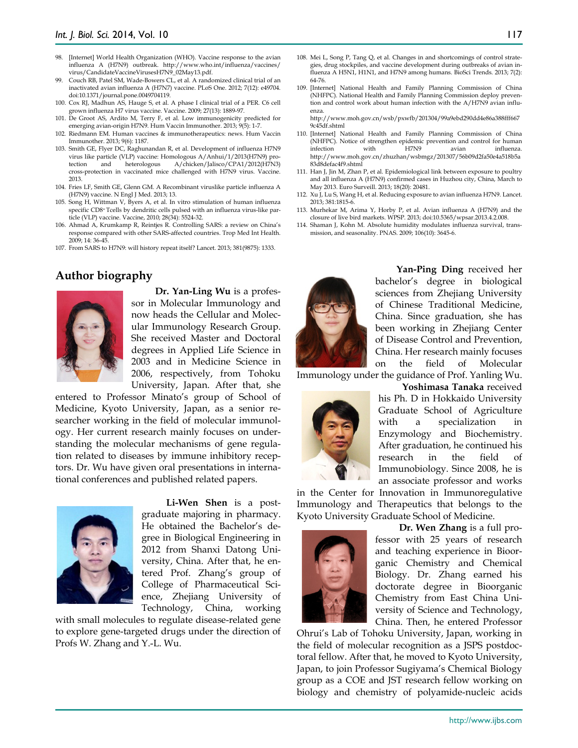98. [Internet] World Health Organization (WHO). Vaccine response to the avian influenza A (H7N9) outbreak. http://www.who.int/influenza/vaccines/virus/CandidateVaccineVirusesH7N9_02May13.pdf.
99. Couch RB, Patel SM, Wade-Bowers CL, et al. A randomized clinical trial of an inactivated avian influenza A (H7N7) vaccine. PLoS One. 2012; 7(12): e49704. doi:10.1371/journal.pone.0049704119.
100. Cox RJ, Madhun AS, Hauge S, et al. A phase I clinical trial of a PER. C6 cell grown influenza H7 virus vaccine. Vaccine. 2009; 27(13): 1889-97.
101. De Groot AS, Ardito M, Terry F, et al. Low immunogenicity predicted for emerging avian-origin H7N9. Hum Vaccin Immunother. 2013; 9(5): 1-7.
102. Riedmann EM. Human vaccines & immunotherapeutics: news. Hum Vaccin Immunother. 2013; 9(6): 1187.
103. Smith GE, Flyer DC, Raghunandan R, et al. Development of influenza H7N9 virus like particle (VLP) vaccine: Homologous A/Anhui/1/2013(H7N9) protection and heterologous A/chicken/Jalisco/CPA1/2012(H7N3) cross-protection in vaccinated mice challenged with H7N9 virus. Vaccine. 2013.
104. Fries LF, Smith GE, Glenn GM. A Recombinant viruslike particle influenza A (H7N9) vaccine. N Engl J Med. 2013; 13.
105. Song H, Wittman V, Byers A, et al. In vitro stimulation of human influenza specific CD8+ Tcells by dendritic cells pulsed with an influenza virus-like particle (VLP) vaccine. Vaccine, 2010; 28(34): 5524-32.
106. Ahmad A, Krumkamp R, Reintjes R. Controlling SARS: a review on China's response compared with other SARS-affected countries. Trop Med Int Health. 2009; 14: 36-45.
107. From SARS to H7N9: will history repeat itself? Lancet. 2013; 381(9875): 1333.
108. Mei L, Song P, Tang Q, et al. Changes in and shortcomings of control strategies, drug stockpiles, and vaccine development during outbreaks of avian influenza A H5N1, H1N1, and H7N9 among humans. BioSci Trends. 2013; 7(2): 64-76.
109. [Internet] National Health and Family Planning Commission of China (NHFPC). National Health and Family Planning Commission deploy prevention and control work about human infection with the A/H7N9 avian influenza. http://www.moh.gov.cn/wsb/pxwfb/201304/99a9ebd290dd4e86a388fff6679c45df.shtml
110. [Internet] National Health and Family Planning Commission of China (NHFPC). Notice of strengthen epidemic prevention and control for human infection with H7N9 avian influenza. http://www.moh.gov.cn/zhuzhan/wsbmgz/201307/56b09d2fa50e4a518b5a83d8defac4f9.shtml
111. Han J, Jin M, Zhan P, et al. Epidemiological link between exposure to poultry and all influenza A (H7N9) confirmed cases in Huzhou city, China, March to May 2013. Euro Surveill. 2013; 18(20): 20481.
112. Xu J, Lu S, Wang H, et al. Reducing exposure to avian influenza H7N9. Lancet. 2013; 381:1815-6.
113. Murhekar M, Arima Y, Horby P, et al. Avian influenza A (H7N9) and the closure of live bird markets. WPSP. 2013; doi:10.5365/wpsar.2013.4.2.008.
114. Shaman J, Kohn M. Absolute humidity modulates influenza survival, transmission, and seasonality. PNAS. 2009; 106(10): 3645-6.

## Author biography

**Dr. Yan-Ling Wu** is a professor in Molecular Immunology and now heads the Cellular and Molecular Immunology Research Group. She received Master and Doctoral degrees in Applied Life Science in 2003 and in Medicine Science in 2006, respectively, from Tohoku University, Japan. After that, she entered to Professor Minato's group of School of Medicine, Kyoto University, Japan, as a senior researcher working in the field of molecular immunology. Her current research mainly focuses on understanding the molecular mechanisms of gene regulation related to diseases by immune inhibitory receptors. Dr. Wu have given oral presentations in international conferences and published related papers.

**Li-Wen Shen** is a postgraduate majoring in pharmacy. He obtained the Bachelor's degree in Biological Engineering in 2012 from Shanxi Datong University, China. After that, he entered Prof. Zhang's group of College of Pharmaceutical Science, Zhejiang University of Technology, China, working with small molecules to regulate disease-related gene to explore gene-targeted drugs under the direction of Profs W. Zhang and Y.-L. Wu.

**Yan-Ping Ding** received her bachelor's degree in biological sciences from Zhejiang University of Chinese Traditional Medicine, China. Since graduation, she has been working in Zhejiang Center of Disease Control and Prevention, China. Her research mainly focuses on the field of Molecular Immunology under the guidance of Prof. Yanling Wu.

**Yoshimasa Tanaka** received his Ph. D in Hokkaido University Graduate School of Agriculture with a specialization in Enzymology and Biochemistry. After graduation, he continued his research in the field of Immunobiology. Since 2008, he is an associate professor and works in the Center for Innovation in Immunoregulative Immunology and Therapeutics that belongs to the Kyoto University Graduate School of Medicine.

**Dr. Wen Zhang** is a full professor with 25 years of research and teaching experience in Bioorganic Chemistry and Chemical Biology. Dr. Zhang earned his doctorate degree in Bioorganic Chemistry from East China University of Science and Technology, China. Then, he entered Professor Ohrui's Lab of Tohoku University, Japan, working in the field of molecular recognition as a JSPS postdoctoral fellow. After that, he moved to Kyoto University, Japan, to join Professor Sugiyama's Chemical Biology group as a COE and JST research fellow working on biology and chemistry of polyamide-nucleic acids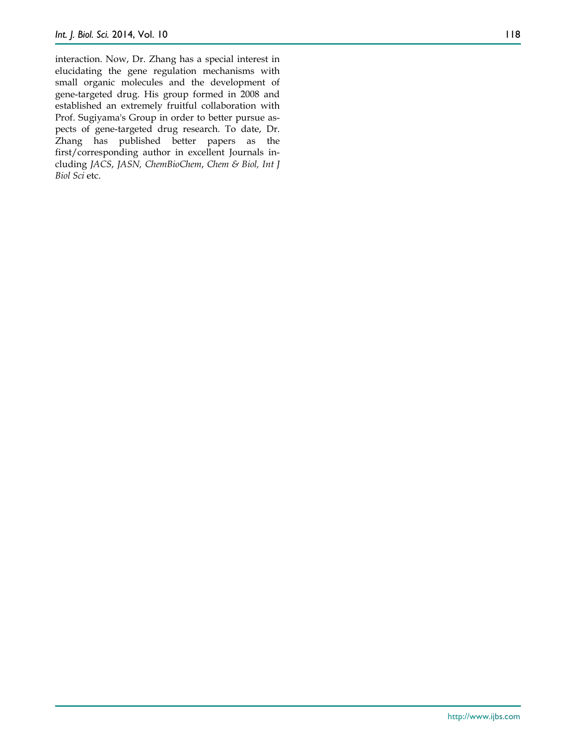interaction. Now, Dr. Zhang has a special interest in elucidating the gene regulation mechanisms with small organic molecules and the development of gene-targeted drug. His group formed in 2008 and established an extremely fruitful collaboration with Prof. Sugiyama's Group in order to better pursue aspects of gene-targeted drug research. To date, Dr. Zhang has published better papers as the first/corresponding author in excellent Journals including *JACS*, *JASN, ChemBioChem*, *Chem & Biol, Int J Biol Sci* etc.